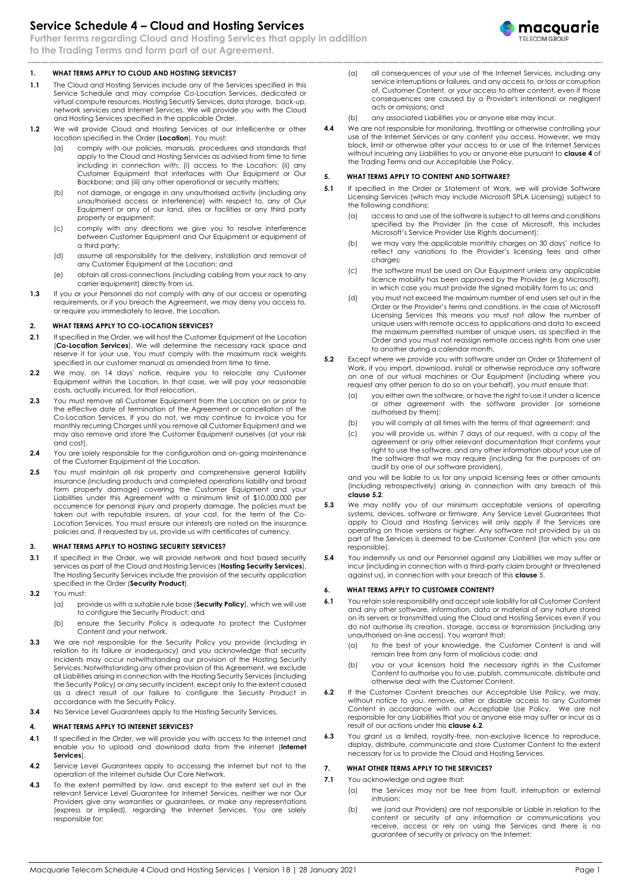# Service Schedule 4 – Cloud and Hosting Services

**Further terms regarding Cloud and Hosting Services that apply in addition to the Trading Terms and form part of our Agreement.**

## 1. WHAT TERMS APPLY TO CLOUD AND HOSTING SERVICES?

**1.1** The Cloud and Hosting Services include any of the Services specified in this Service Schedule and may comprise Co-Location Services, dedicated or virtual compute resources, Hosting Security Services, data storage, back-up, network services and Internet Services. We will provide you with the Cloud and Hosting Services specified in the applicable Order.

**1.2** We will provide Cloud and Hosting Services at our Intellicentre or other location specified in the Order (**Location**). You must:

(a) comply with our policies, manuals, procedures and standards that apply to the Cloud and Hosting Services as advised from time to time including in connection with: (i) access to the Location; (ii) any Customer Equipment that interfaces with Our Equipment or Our Backbone; and (iii) any other operational or security matters;

(b) not damage, or engage in any unauthorised activity (including any unauthorised access or interference) with respect to, any of Our Equipment or any of our land, sites or facilities or any third party property or equipment;

(c) comply with any directions we give you to resolve interference between Customer Equipment and Our Equipment or equipment of a third party;

(d) assume all responsibility for the delivery, installation and removal of any Customer Equipment at the Location; and

(e) obtain all cross-connections (including cabling from your rack to any carrier equipment) directly from us.

**1.3** If you or your Personnel do not comply with any of our access or operating requirements, or if you breach the Agreement, we may deny you access to, or require you immediately to leave, the Location.

## 2. WHAT TERMS APPLY TO CO-LOCATION SERVICES?

**2.1** If specified in the Order, we will host the Customer Equipment at the Location (**Co-Location Services**). We will determine the necessary rack space and reserve it for your use. You must comply with the maximum rack weights specified in our customer manual as amended from time to time.

**2.2** We may, on 14 days' notice, require you to relocate any Customer Equipment within the Location. In that case, we will pay your reasonable costs, actually incurred, for that relocation.

**2.3** You must remove all Customer Equipment from the Location on or prior to the effective date of termination of the Agreement or cancellation of the Co-Location Services. If you do not, we may continue to invoice you for monthly recurring Charges until you remove all Customer Equipment and we may also remove and store the Customer Equipment ourselves (at your risk and cost).

**2.4** You are solely responsible for the configuration and on-going maintenance of the Customer Equipment at the Location.

**2.5** You must maintain all risk property and comprehensive general liability insurance (including products and completed operations liability and broad form property damage) covering the Customer Equipment and your Liabilities under this Agreement with a minimum limit of $10,000,000 per occurrence for personal injury and property damage. The policies must be taken out with reputable insurers, at your cost, for the term of the Co-Location Services. You must ensure our interests are noted on the insurance policies and, if requested by us, provide us with certificates of currency.

## 3. WHAT TERMS APPLY TO HOSTING SECURITY SERVICES?

**3.1** If specified in the Order, we will provide network and host based security services as part of the Cloud and Hosting Services (**Hosting Security Services**). The Hosting Security Services include the provision of the security application specified in the Order (**Security Product**).

**3.2** You must:

(a) provide us with a suitable rule base (**Security Policy**), which we will use to configure the Security Product; and

(b) ensure the Security Policy is adequate to protect the Customer Content and your network.

**3.3** We are not responsible for the Security Policy you provide (including in relation to its failure or inadequacy) and you acknowledge that security incidents may occur notwithstanding our provision of the Hosting Security Services. Notwithstanding any other provision of this Agreement, we exclude all Liabilities arising in connection with the Hosting Security Services (including the Security Policy) or any security incident, except only to the extent caused as a direct result of our failure to configure the Security Product in accordance with the Security Policy.

**3.4** No Service Level Guarantees apply to the Hosting Security Services.

## 4. WHAT TERMS APPLY TO INTERNET SERVICES?

**4.1** If specified in the Order, we will provide you with access to the internet and enable you to upload and download data from the internet (**Internet Services**).

**4.2** Service Level Guarantees apply to accessing the internet but not to the operation of the internet outside Our Core Network.

**4.3** To the extent permitted by law, and except to the extent set out in the relevant Service Level Guarantee for Internet Services, neither we nor Our Providers give any warranties or guarantees, or make any representations (express or implied), regarding the Internet Services. You are solely responsible for:

(a) all consequences of your use of the Internet Services, including any service interruptions or failures, and any access to, or loss or corruption of, Customer Content, or your access to other content, even if those consequences are caused by a Provider's intentional or negligent acts or omissions; and

(b) any associated Liabilities you or anyone else may incur.

**4.4** We are not responsible for monitoring, throttling or otherwise controlling your use of the Internet Services or any content you access. However, we may block, limit or otherwise alter your access to or use of the Internet Services without incurring any Liabilities to you or anyone else pursuant to **clause 4** of the Trading Terms and our Acceptable Use Policy.

## 5. WHAT TERMS APPLY TO CONTENT AND SOFTWARE?

**5.1** If specified in the Order or Statement of Work, we will provide Software Licensing Services (which may include Microsoft SPLA Licensing) subject to the following conditions:

(a) access to and use of the software is subject to all terms and conditions specified by the Provider (in the case of Microsoft, this includes Microsoft's Service Provider Use Rights document);

(b) we may vary the applicable monthly charges on 30 days' notice to reflect any variations to the Provider's licensing fees and other charges;

(c) the software must be used on Our Equipment unless any applicable licence mobility has been approved by the Provider (e.g Microsoft), in which case you must provide the signed mobility form to us; and

(d) you must not exceed the maximum number of end users set out in the Order or the Provider's terms and conditions. In the case of Microsoft Licensing Services this means you must not allow the number of unique users with remote access to applications and data to exceed the maximum permitted number of unique users, as specified in the Order and you must not reassign remote access rights from one user to another during a calendar month.

**5.2** Except where we provide you with software under an Order or Statement of Work, if you import, download, install or otherwise reproduce any software on one of our virtual machines or Our Equipment (including where you request any other person to do so on your behalf), you must ensure that:

(a) you either own the software, or have the right to use it under a licence or other agreement with the software provider (or someone otherwise authorised by them);

(b) you will comply at all times with the terms of that agreement; and

(c) you will provide us, within 7 days of our request, with a copy of the agreement or any other relevant documentation that confirms your right to use the software, and any other information about your use of the software that we may require (including for the purposes of an audit by one of our software providers),

and you will be liable to us for any unpaid licensing fees or other amounts (including retrospectively) arising in connection with any breach of this **clause 5.2**.

**5.3** We may notify you of our minimum acceptable versions of operating systems, devices, software or firmware. Any Service Level Guarantees that apply to Cloud and Hosting Services will only apply if the Services are operating on those versions or higher. Any software not provided by us as part of the Services is deemed to be Customer Content (for which you are responsible).

**5.4** You indemnify us and our Personnel against any Liabilities we may suffer or incur (including in connection with a third-party claim brought or threatened against us), in connection with your breach of this **clause** 5.

## 6. WHAT TERMS APPLY TO CUSTOMER CONTENT?

**6.1** You retain sole responsibility and accept sole liability for all Customer Content and any other software, information, data or material of any nature stored on its servers or transmitted using the Cloud and Hosting Services even if you do not authorise its creation, storage, access or transmission (including any unauthorised on-line access). You warrant that:

(a) to the best of your knowledge, the Customer Content is and will remain free from any form of malicious code; and

(b) you or your licensors hold the necessary rights in the Customer Content to authorise you to use, publish, communicate, distribute and otherwise deal with the Customer Content.

**6.2** If the Customer Content breaches our Acceptable Use Policy, we may, without notice to you, remove, alter or disable access to any Customer Content in accordance with our Acceptable Use Policy. We are not responsible for any Liabilities that you or anyone else may suffer or incur as a result of our actions under this **clause 6.2**.

**6.3** You grant us a limited, royalty-free, non-exclusive licence to reproduce, display, distribute, communicate and store Customer Content to the extent necessary for us to provide the Cloud and Hosting Services.

## 7. WHAT OTHER TERMS APPLY TO THE SERVICES?

**7.1** You acknowledge and agree that:

(a) the Services may not be free from fault, interruption or external intrusion;

(b) we (and our Providers) are not responsible or Liable in relation to the content or security of any information or communications you receive, access or rely on using the Services and there is no guarantee of security or privacy on the Internet;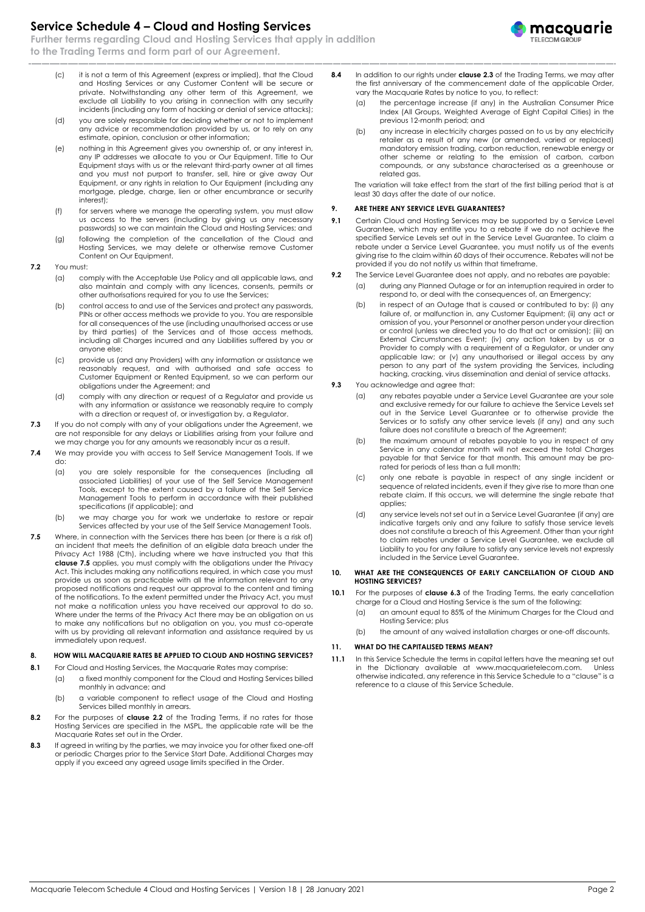(c) it is not a term of this Agreement (express or implied), that the Cloud and Hosting Services or any Customer Content will be secure or private. Notwithstanding any other term of this Agreement, we exclude all Liability to you arising in connection with any security incidents (including any form of hacking or denial of service attacks);

(d) you are solely responsible for deciding whether or not to implement any advice or recommendation provided by us, or to rely on any estimate, opinion, conclusion or other information;

(e) nothing in this Agreement gives you ownership of, or any interest in, any IP addresses we allocate to you or Our Equipment. Title to Our Equipment stays with us or the relevant third-party owner at all times and you must not purport to transfer, sell, hire or give away Our Equipment, or any rights in relation to Our Equipment (including any mortgage, pledge, charge, lien or other encumbrance or security interest);

(f) for servers where we manage the operating system, you must allow us access to the servers (including by giving us any necessary passwords) so we can maintain the Cloud and Hosting Services; and

(g) following the completion of the cancellation of the Cloud and Hosting Services, we may delete or otherwise remove Customer Content on Our Equipment.

**7.2** You must:

(a) comply with the Acceptable Use Policy and all applicable laws, and also maintain and comply with any licences, consents, permits or other authorisations required for you to use the Services;

(b) control access to and use of the Services and protect any passwords, PINs or other access methods we provide to you. You are responsible for all consequences of the use (including unauthorised access or use by third parties) of the Services and of those access methods, including all Charges incurred and any Liabilities suffered by you or anyone else;

(c) provide us (and any Providers) with any information or assistance we reasonably request, and with authorised and safe access to Customer Equipment or Rented Equipment, so we can perform our obligations under the Agreement; and

(d) comply with any direction or request of a Regulator and provide us with any information or assistance we reasonably require to comply with a direction or request of, or investigation by, a Regulator.

**7.3** If you do not comply with any of your obligations under the Agreement, we are not responsible for any delays or Liabilities arising from your failure and we may charge you for any amounts we reasonably incur as a result.

**7.4** We may provide you with access to Self Service Management Tools. If we do:

(a) you are solely responsible for the consequences (including all associated Liabilities) of your use of the Self Service Management Tools, except to the extent caused by a failure of the Self Service Management Tools to perform in accordance with their published specifications (if applicable); and

(b) we may charge you for work we undertake to restore or repair Services affected by your use of the Self Service Management Tools.

**7.5** Where, in connection with the Services there has been (or there is a risk of) an incident that meets the definition of an eligible data breach under the Privacy Act 1988 (Cth), including where we have instructed you that this **clause 7.5** applies, you must comply with the obligations under the Privacy Act. This includes making any notifications required, in which case you must provide us as soon as practicable with all the information relevant to any proposed notifications and request our approval to the content and timing of the notifications. To the extent permitted under the Privacy Act, you must not make a notification unless you have received our approval to do so. Where under the terms of the Privacy Act there may be an obligation on us to make any notifications but no obligation on you, you must co-operate with us by providing all relevant information and assistance required by us immediately upon request.

## 8. HOW WILL MACQUARIE RATES BE APPLIED TO CLOUD AND HOSTING SERVICES?

**8.1** For Cloud and Hosting Services, the Macquarie Rates may comprise:

(a) a fixed monthly component for the Cloud and Hosting Services billed monthly in advance; and

(b) a variable component to reflect usage of the Cloud and Hosting Services billed monthly in arrears.

**8.2** For the purposes of **clause 2.2** of the Trading Terms, if no rates for those Hosting Services are specified in the MSPL, the applicable rate will be the Macquarie Rates set out in the Order.

**8.3** If agreed in writing by the parties, we may invoice you for other fixed one-off or periodic Charges prior to the Service Start Date. Additional Charges may apply if you exceed any agreed usage limits specified in the Order.

**8.4** In addition to our rights under **clause 2.3** of the Trading Terms, we may after the first anniversary of the commencement date of the applicable Order, vary the Macquarie Rates by notice to you, to reflect:

(a) the percentage increase (if any) in the Australian Consumer Price Index (All Groups, Weighted Average of Eight Capital Cities) in the previous 12-month period; and

(b) any increase in electricity charges passed on to us by any electricity retailer as a result of any new (or amended, varied or replaced) mandatory emission trading, carbon reduction, renewable energy or other scheme or relating to the emission of carbon, carbon compounds, or any substance characterised as a greenhouse or related gas.

The variation will take effect from the start of the first billing period that is at least 30 days after the date of our notice.

## 9. ARE THERE ANY SERVICE LEVEL GUARANTEES?

**9.1** Certain Cloud and Hosting Services may be supported by a Service Level Guarantee, which may entitle you to a rebate if we do not achieve the specified Service Levels set out in the Service Level Guarantee. To claim a rebate under a Service Level Guarantee, you must notify us of the events giving rise to the claim within 60 days of their occurrence. Rebates will not be provided if you do not notify us within that timeframe.

**9.2** The Service Level Guarantee does not apply, and no rebates are payable:

(a) during any Planned Outage or for an interruption required in order to respond to, or deal with the consequences of, an Emergency;

(b) in respect of an Outage that is caused or contributed to by: (i) any failure of, or malfunction in, any Customer Equipment; (ii) any act or omission of you, your Personnel or another person under your direction or control (unless we directed you to do that act or omission); (iii) an External Circumstances Event; (iv) any action taken by us or a Provider to comply with a requirement of a Regulator, or under any applicable law; or (v) any unauthorised or illegal access by any person to any part of the system providing the Services, including hacking, cracking, virus dissemination and denial of service attacks.

**9.3** You acknowledge and agree that:

(a) any rebates payable under a Service Level Guarantee are your sole and exclusive remedy for our failure to achieve the Service Levels set out in the Service Level Guarantee or to otherwise provide the Services or to satisfy any other service levels (if any) and any such failure does not constitute a breach of the Agreement;

(b) the maximum amount of rebates payable to you in respect of any Service in any calendar month will not exceed the total Charges payable for that Service for that month. This amount may be pro-rated for periods of less than a full month;

(c) only one rebate is payable in respect of any single incident or sequence of related incidents, even if they give rise to more than one rebate claim. If this occurs, we will determine the single rebate that applies;

(d) any service levels not set out in a Service Level Guarantee (if any) are indicative targets only and any failure to satisfy those service levels does not constitute a breach of this Agreement. Other than your right to claim rebates under a Service Level Guarantee, we exclude all Liability to you for any failure to satisfy any service levels not expressly included in the Service Level Guarantee.

## 10. WHAT ARE THE CONSEQUENCES OF EARLY CANCELLATION OF CLOUD AND HOSTING SERVICES?

**10.1** For the purposes of **clause 6.3** of the Trading Terms, the early cancellation charge for a Cloud and Hosting Service is the sum of the following:

(a) an amount equal to 85% of the Minimum Charges for the Cloud and Hosting Service; plus

(b) the amount of any waived installation charges or one-off discounts.

## 11. WHAT DO THE CAPITALISED TERMS MEAN?

**11.1** In this Service Schedule the terms in capital letters have the meaning set out in the Dictionary available at www.macquarietelecom.com. Unless otherwise indicated, any reference in this Service Schedule to a "clause" is a reference to a clause of this Service Schedule.